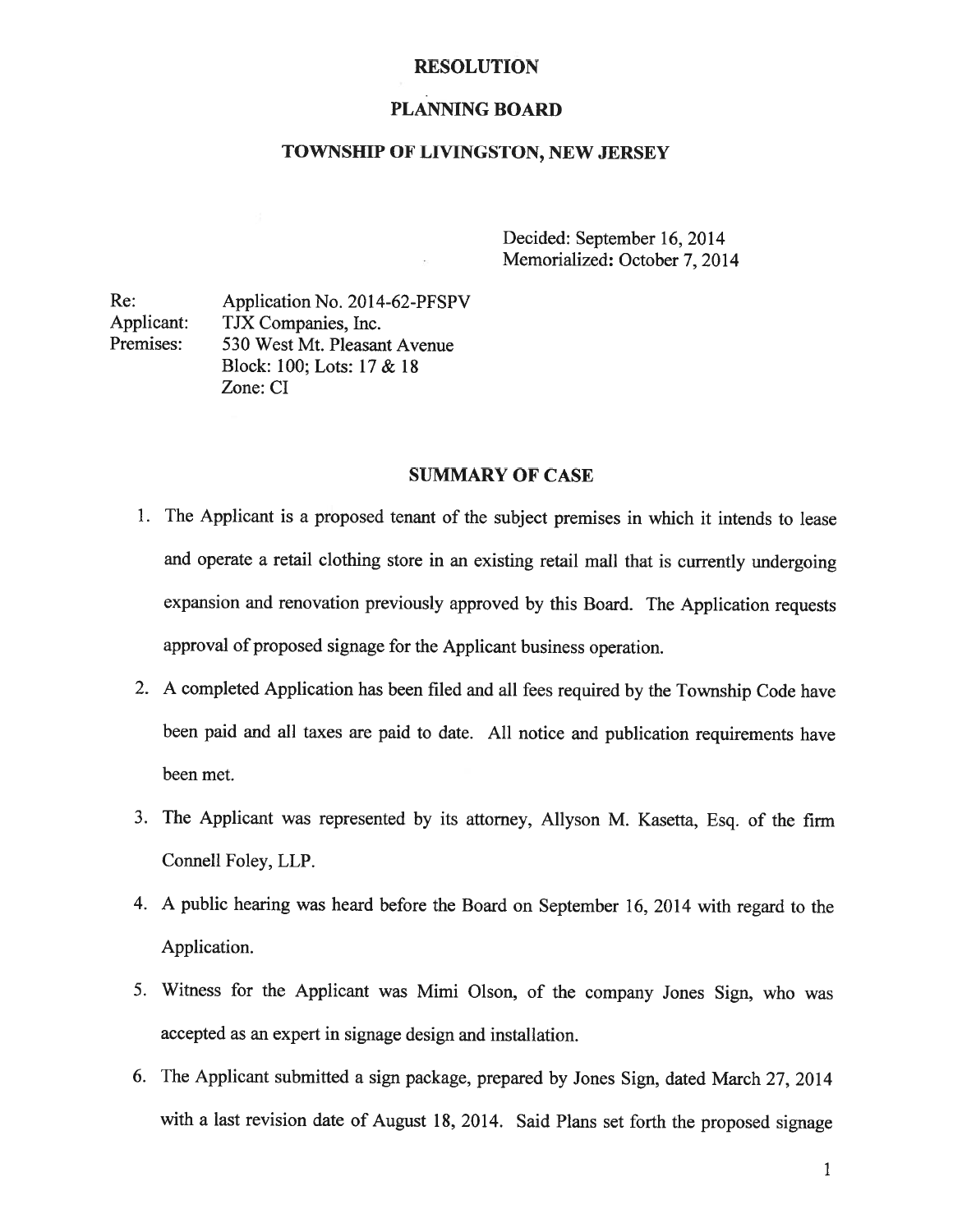# RESOLUTION

## PLANNING BOARD

## TOWNSHIP OF LIVINGSTON, NEW JERSEY

Decided: September 16, 2014
Memorialized: October 7, 2014

Re: Application No. 2014-62-PFSPV
Applicant: TJX Companies, Inc.
Premises: 530 West Mt. Pleasant Avenue
Block: 100; Lots: 17 & 18
Zone: CI

## SUMMARY OF CASE

1. The Applicant is a proposed tenant of the subject premises in which it intends to lease and operate a retail clothing store in an existing retail mall that is currently undergoing expansion and renovation previously approved by this Board. The Application requests approval of proposed signage for the Applicant business operation.

2. A completed Application has been filed and all fees required by the Township Code have been paid and all taxes are paid to date. All notice and publication requirements have been met.

3. The Applicant was represented by its attorney, Allyson M. Kasetta, Esq. of the firm Connell Foley, LLP.

4. A public hearing was heard before the Board on September 16, 2014 with regard to the Application.

5. Witness for the Applicant was Mimi Olson, of the company Jones Sign, who was accepted as an expert in signage design and installation.

6. The Applicant submitted a sign package, prepared by Jones Sign, dated March 27, 2014 with a last revision date of August 18, 2014. Said Plans set forth the proposed signage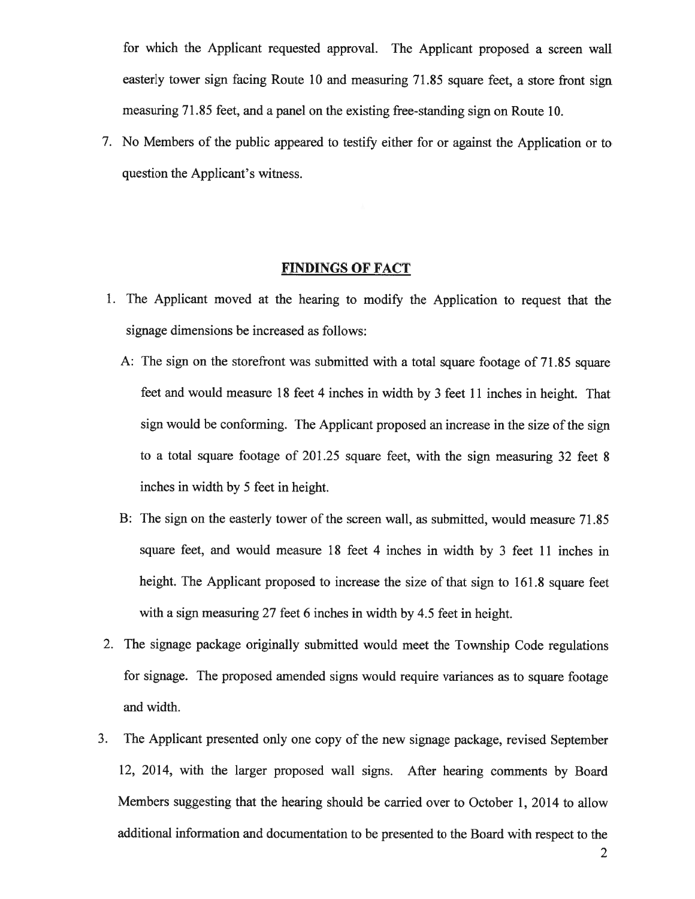for which the Applicant requested approval. The Applicant proposed a screen wall easterly tower sign facing Route 10 and measuring 71.85 square feet, a store front sign measuring 71.85 feet, and a panel on the existing free-standing sign on Route 10.

7. No Members of the public appeared to testify either for or against the Application or to question the Applicant's witness.

## FINDINGS OF FACT

1. The Applicant moved at the hearing to modify the Application to request that the signage dimensions be increased as follows:

   A: The sign on the storefront was submitted with a total square footage of 71.85 square feet and would measure 18 feet 4 inches in width by 3 feet 11 inches in height. That sign would be conforming. The Applicant proposed an increase in the size of the sign to a total square footage of 201.25 square feet, with the sign measuring 32 feet 8 inches in width by 5 feet in height.

   B: The sign on the easterly tower of the screen wall, as submitted, would measure 71.85 square feet, and would measure 18 feet 4 inches in width by 3 feet 11 inches in height. The Applicant proposed to increase the size of that sign to 161.8 square feet with a sign measuring 27 feet 6 inches in width by 4.5 feet in height.

2. The signage package originally submitted would meet the Township Code regulations for signage. The proposed amended signs would require variances as to square footage and width.

3. The Applicant presented only one copy of the new signage package, revised September 12, 2014, with the larger proposed wall signs. After hearing comments by Board Members suggesting that the hearing should be carried over to October 1, 2014 to allow additional information and documentation to be presented to the Board with respect to the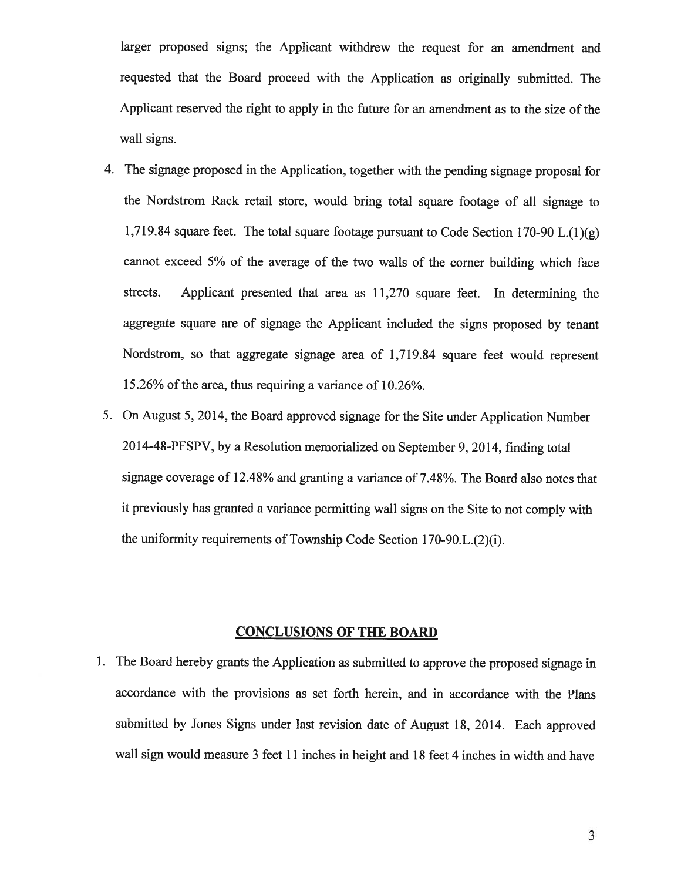larger proposed signs; the Applicant withdrew the request for an amendment and requested that the Board proceed with the Application as originally submitted. The Applicant reserved the right to apply in the future for an amendment as to the size of the wall signs.

4. The signage proposed in the Application, together with the pending signage proposal for the Nordstrom Rack retail store, would bring total square footage of all signage to 1,719.84 square feet. The total square footage pursuant to Code Section 170-90 L.(1)(g) cannot exceed 5% of the average of the two walls of the corner building which face streets. Applicant presented that area as 11,270 square feet. In determining the aggregate square are of signage the Applicant included the signs proposed by tenant Nordstrom, so that aggregate signage area of 1,719.84 square feet would represent 15.26% of the area, thus requiring a variance of 10.26%.
5. On August 5, 2014, the Board approved signage for the Site under Application Number 2014-48-PFSPV, by a Resolution memorialized on September 9, 2014, finding total signage coverage of 12.48% and granting a variance of 7.48%. The Board also notes that it previously has granted a variance permitting wall signs on the Site to not comply with the uniformity requirements of Township Code Section 170-90.L.(2)(i).

## CONCLUSIONS OF THE BOARD

1. The Board hereby grants the Application as submitted to approve the proposed signage in accordance with the provisions as set forth herein, and in accordance with the Plans submitted by Jones Signs under last revision date of August 18, 2014. Each approved wall sign would measure 3 feet 11 inches in height and 18 feet 4 inches in width and have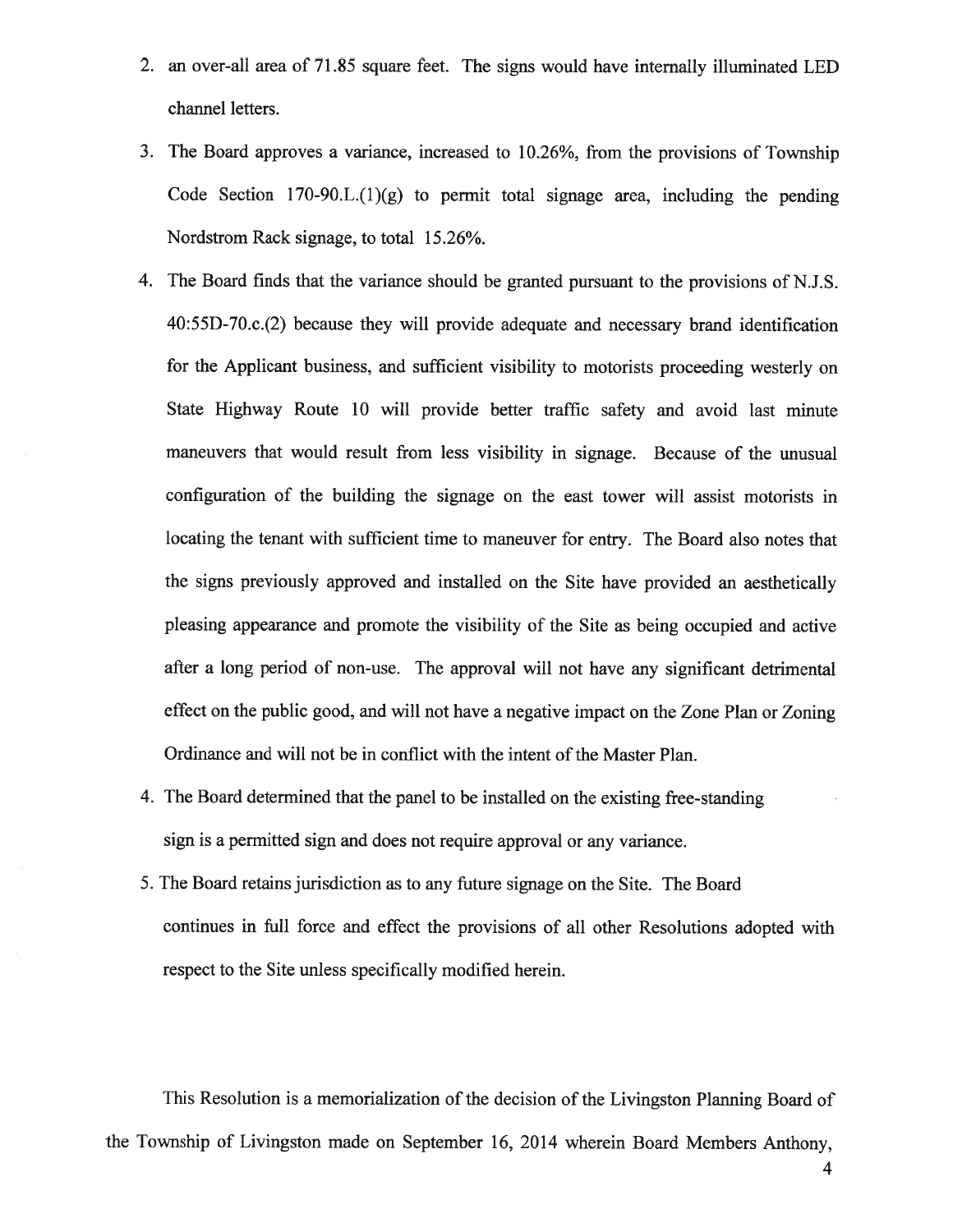2. an over-all area of 71.85 square feet. The signs would have internally illuminated LED channel letters.

3. The Board approves a variance, increased to 10.26%, from the provisions of Township Code Section 170-90.L.(1)(g) to permit total signage area, including the pending Nordstrom Rack signage, to total 15.26%.

4. The Board finds that the variance should be granted pursuant to the provisions of N.J.S. 40:55D-70.c.(2) because they will provide adequate and necessary brand identification for the Applicant business, and sufficient visibility to motorists proceeding westerly on State Highway Route 10 will provide better traffic safety and avoid last minute maneuvers that would result from less visibility in signage. Because of the unusual configuration of the building the signage on the east tower will assist motorists in locating the tenant with sufficient time to maneuver for entry. The Board also notes that the signs previously approved and installed on the Site have provided an aesthetically pleasing appearance and promote the visibility of the Site as being occupied and active after a long period of non-use. The approval will not have any significant detrimental effect on the public good, and will not have a negative impact on the Zone Plan or Zoning Ordinance and will not be in conflict with the intent of the Master Plan.

4. The Board determined that the panel to be installed on the existing free-standing sign is a permitted sign and does not require approval or any variance.

5. The Board retains jurisdiction as to any future signage on the Site. The Board continues in full force and effect the provisions of all other Resolutions adopted with respect to the Site unless specifically modified herein.

This Resolution is a memorialization of the decision of the Livingston Planning Board of the Township of Livingston made on September 16, 2014 wherein Board Members Anthony,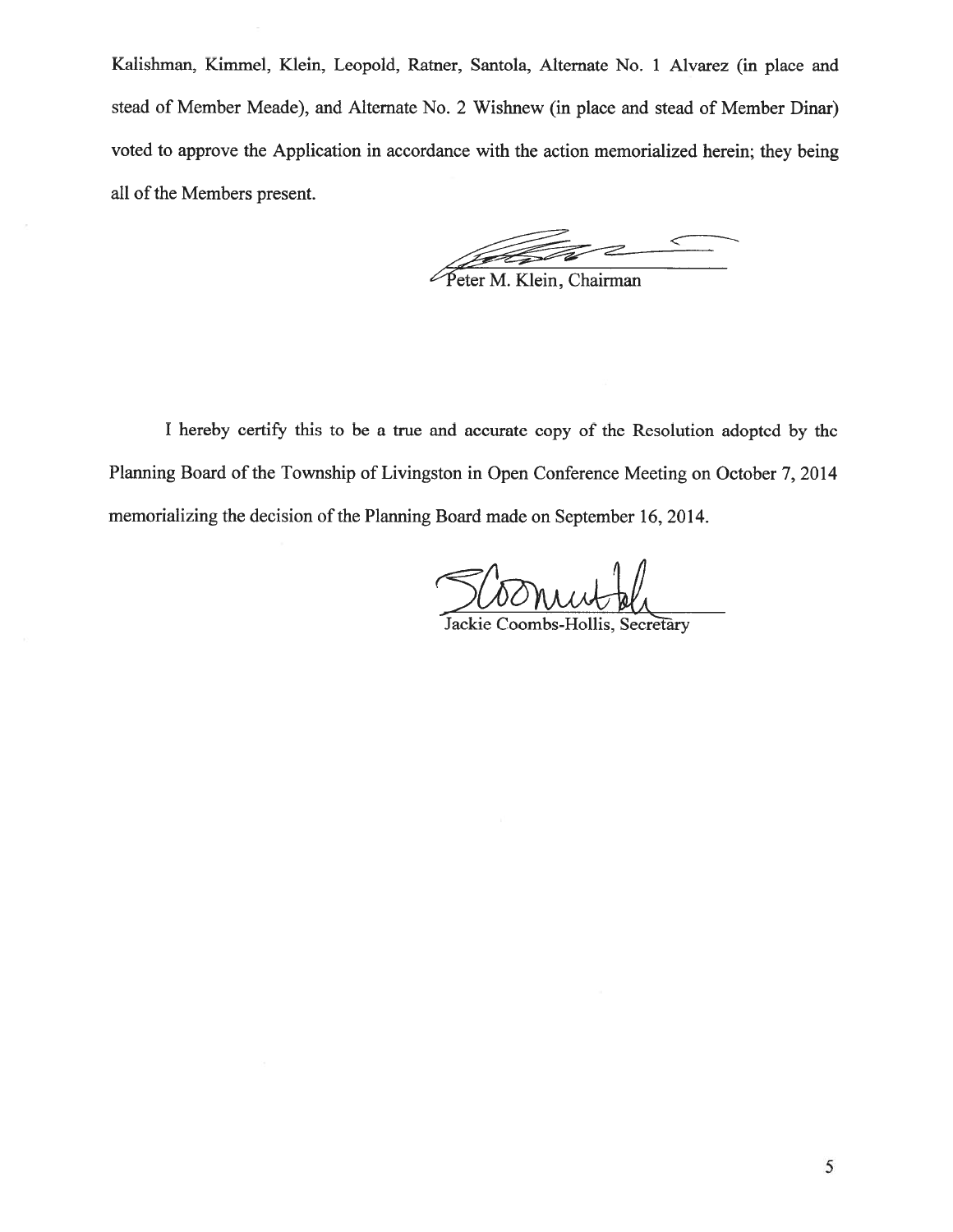Kalishman, Kimmel, Klein, Leopold, Ratner, Santola, Alternate No. 1 Alvarez (in place and stead of Member Meade), and Alternate No. 2 Wishnew (in place and stead of Member Dinar) voted to approve the Application in accordance with the action memorialized herein; they being all of the Members present.

Peter M. Klein, Chairman

I hereby certify this to be a true and accurate copy of the Resolution adopted by the Planning Board of the Township of Livingston in Open Conference Meeting on October 7, 2014 memorializing the decision of the Planning Board made on September 16, 2014.

Jackie Coombs-Hollis, Secretary